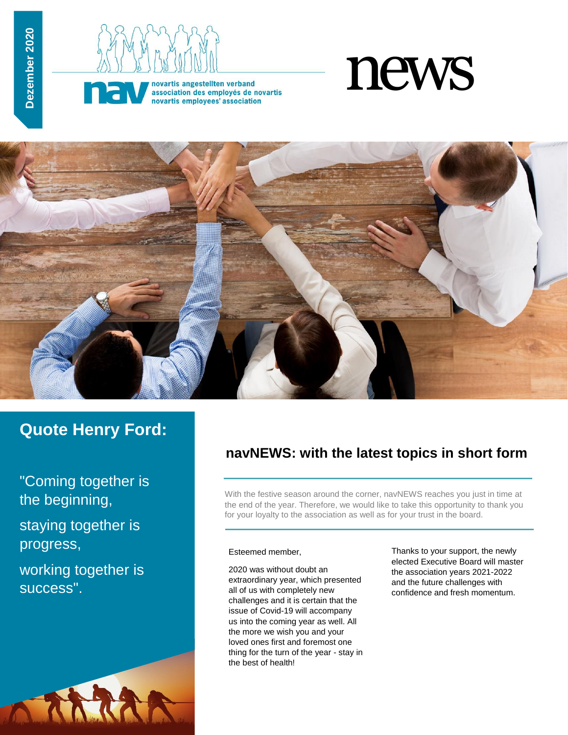Dezember 2020

novartis angestellten verband
association des employés de novartis
novartis employees' association

# news

## Quote Henry Ford:

"Coming together is the beginning,

staying together is progress,

working together is success".

## navNEWS: with the latest topics in short form

With the festive season around the corner, navNEWS reaches you just in time at the end of the year. Therefore, we would like to take this opportunity to thank you for your loyalty to the association as well as for your trust in the board.

Esteemed member,

2020 was without doubt an extraordinary year, which presented all of us with completely new challenges and it is certain that the issue of Covid-19 will accompany us into the coming year as well. All the more we wish you and your loved ones first and foremost one thing for the turn of the year - stay in the best of health!

Thanks to your support, the newly elected Executive Board will master the association years 2021-2022 and the future challenges with confidence and fresh momentum.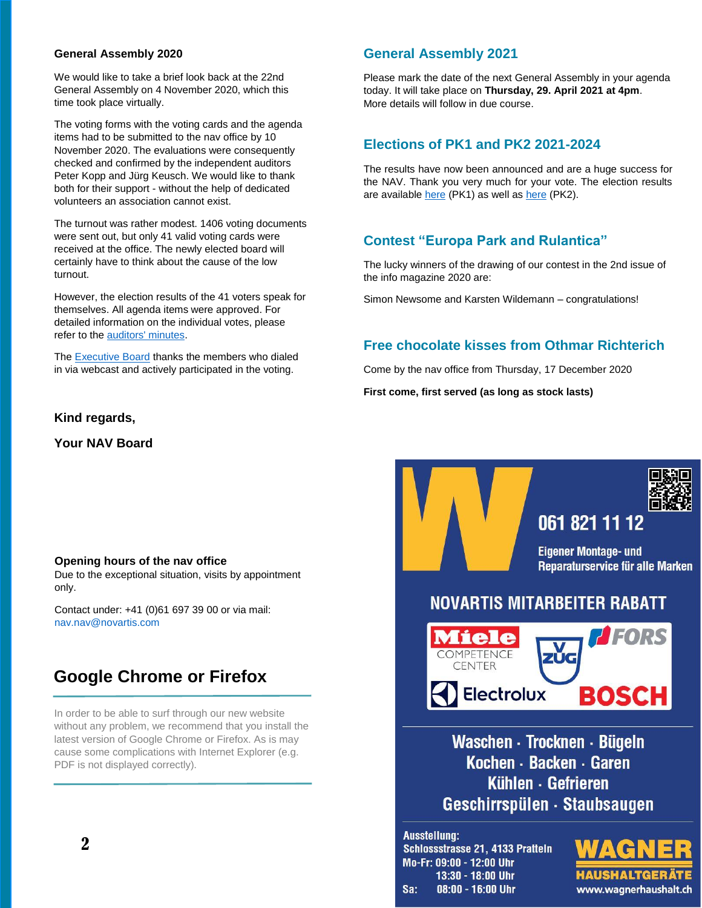### General Assembly 2020

We would like to take a brief look back at the 22nd General Assembly on 4 November 2020, which this time took place virtually.

The voting forms with the voting cards and the agenda items had to be submitted to the nav office by 10 November 2020. The evaluations were consequently checked and confirmed by the independent auditors Peter Kopp and Jürg Keusch. We would like to thank both for their support - without the help of dedicated volunteers an association cannot exist.

The turnout was rather modest. 1406 voting documents were sent out, but only 41 valid voting cards were received at the office. The newly elected board will certainly have to think about the cause of the low turnout.

However, the election results of the 41 voters speak for themselves. All agenda items were approved. For detailed information on the individual votes, please refer to the auditors' minutes.

The Executive Board thanks the members who dialed in via webcast and actively participated in the voting.

**Kind regards,**

**Your NAV Board**

**Opening hours of the nav office**
Due to the exceptional situation, visits by appointment only.

Contact under: +41 (0)61 697 39 00 or via mail: nav.nav@novartis.com

## Google Chrome or Firefox

In order to be able to surf through our new website without any problem, we recommend that you install the latest version of Google Chrome or Firefox. As is may cause some complications with Internet Explorer (e.g. PDF is not displayed correctly).

## General Assembly 2021

Please mark the date of the next General Assembly in your agenda today. It will take place on **Thursday, 29. April 2021 at 4pm**. More details will follow in due course.

## Elections of PK1 and PK2 2021-2024

The results have now been announced and are a huge success for the NAV. Thank you very much for your vote. The election results are available here (PK1) as well as here (PK2).

## Contest "Europa Park and Rulantica"

The lucky winners of the drawing of our contest in the 2nd issue of the info magazine 2020 are:

Simon Newsome and Karsten Wildemann – congratulations!

## Free chocolate kisses from Othmar Richterich

Come by the nav office from Thursday, 17 December 2020

**First come, first served (as long as stock lasts)**

061 821 11 12

Eigener Montage- und Reparaturservice für alle Marken

NOVARTIS MITARBEITER RABATT

Miele COMPETENCE CENTER · V-ZUG · FORS · Electrolux · BOSCH

Waschen · Trocknen · Bügeln
Kochen · Backen · Garen
Kühlen · Gefrieren
Geschirrspülen · Staubsaugen

Ausstellung:
Schlossstrasse 21, 4133 Pratteln
Mo-Fr: 09:00 - 12:00 Uhr
13:30 - 18:00 Uhr
Sa: 08:00 - 16:00 Uhr

WAGNER HAUSHALTGERÄTE
www.wagnerhaushalt.ch